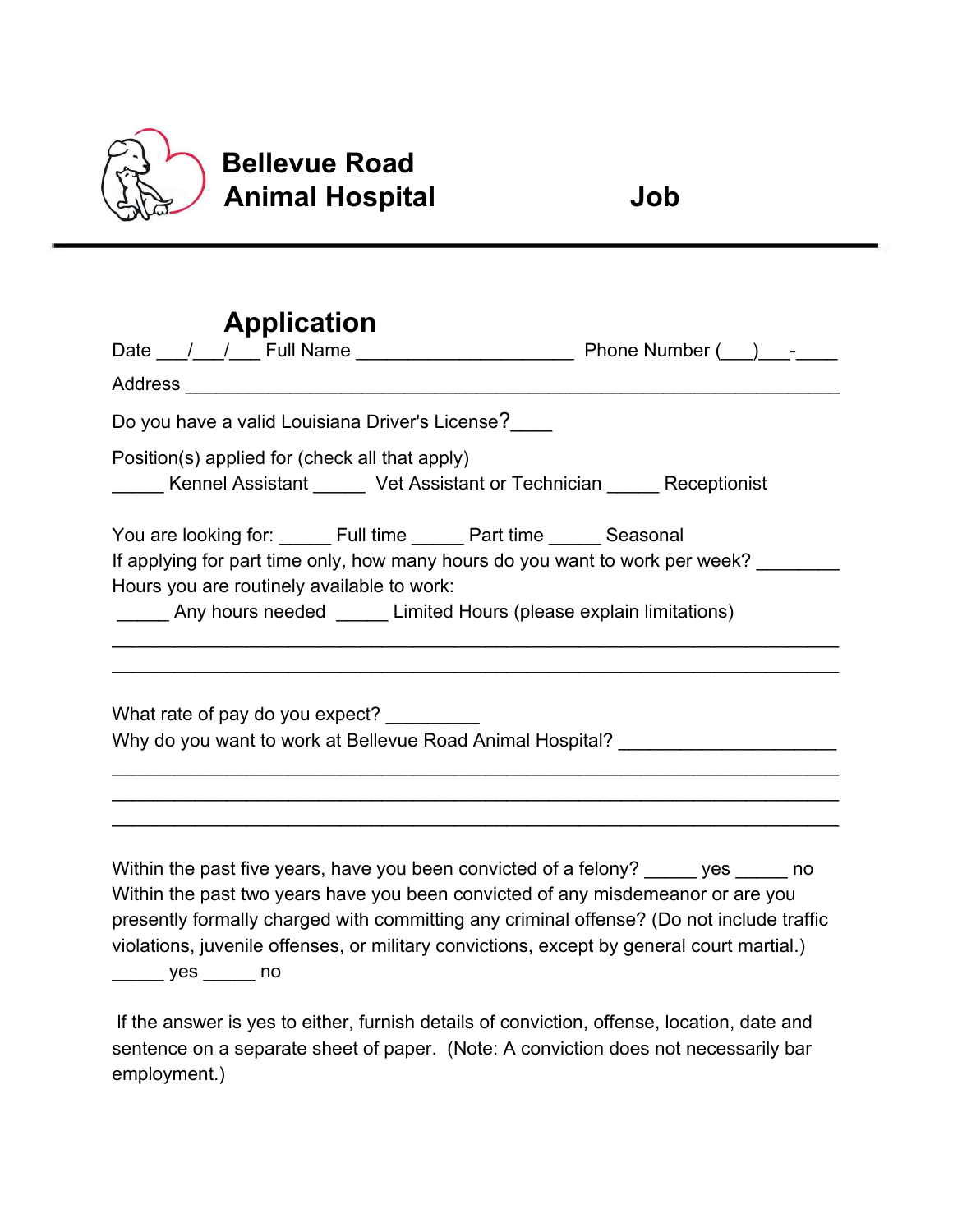# Bellevue Road Animal Hospital Job Application

Date ___/___/___ Full Name ____________________ Phone Number (___)___-____

Address ____________________________________________________________

Do you have a valid Louisiana Driver's License?____

Position(s) applied for (check all that apply)
_____ Kennel Assistant _____ Vet Assistant or Technician _____ Receptionist

You are looking for: _____ Full time _____ Part time _____ Seasonal
If applying for part time only, how many hours do you want to work per week? ________
Hours you are routinely available to work:
_____ Any hours needed _____ Limited Hours (please explain limitations)

____________________________________________________________

____________________________________________________________

What rate of pay do you expect? _________
Why do you want to work at Bellevue Road Animal Hospital? ____________________

____________________________________________________________

____________________________________________________________

____________________________________________________________

Within the past five years, have you been convicted of a felony? _____ yes _____ no
Within the past two years have you been convicted of any misdemeanor or are you presently formally charged with committing any criminal offense? (Do not include traffic violations, juvenile offenses, or military convictions, except by general court martial.)
_____ yes _____ no

If the answer is yes to either, furnish details of conviction, offense, location, date and sentence on a separate sheet of paper. (Note: A conviction does not necessarily bar employment.)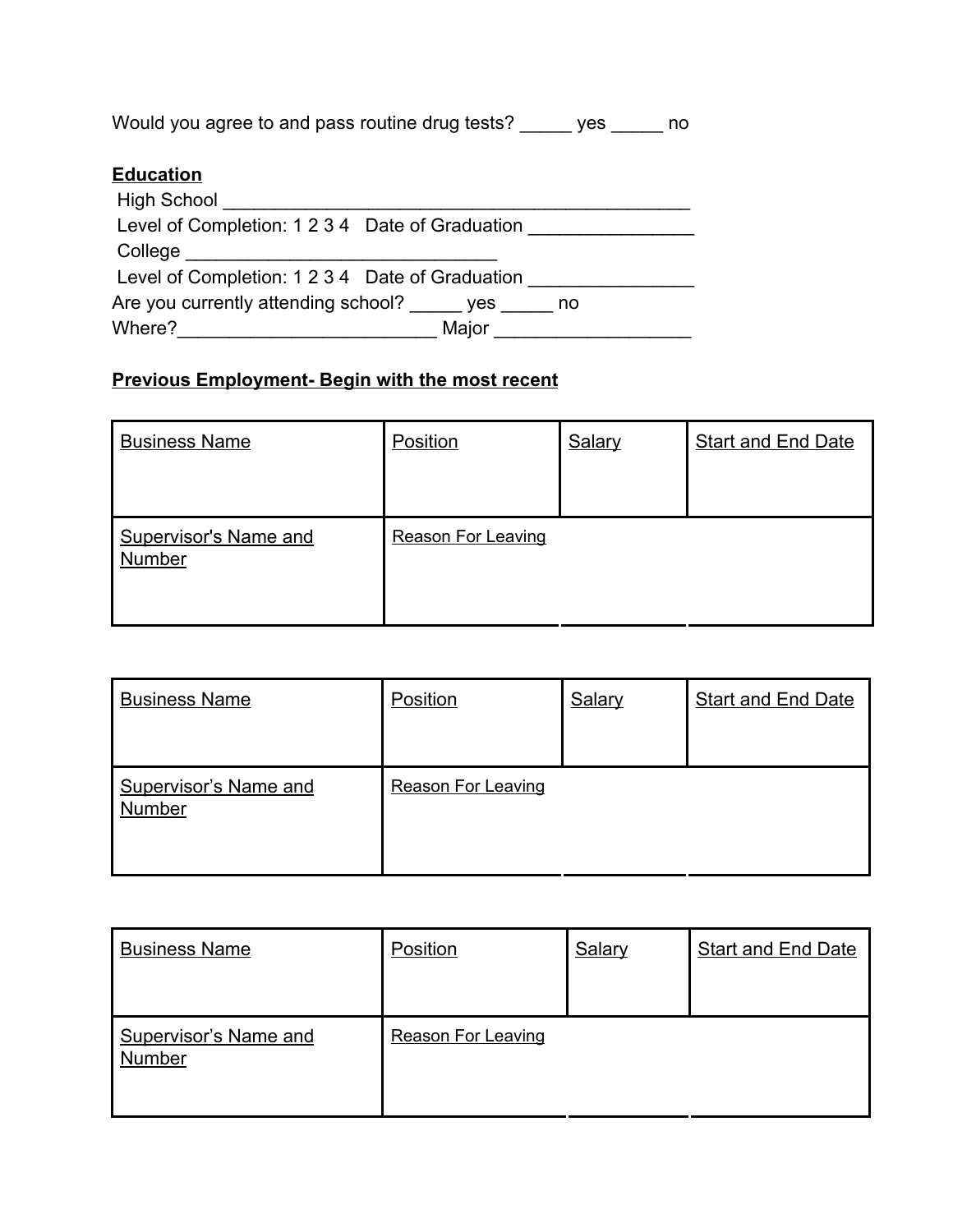Would you agree to and pass routine drug tests? _____ yes _____ no

**Education**

High School _______________________________________________

Level of Completion: 1 2 3 4   Date of Graduation ________________

College _______________________________

Level of Completion: 1 2 3 4   Date of Graduation ________________

Are you currently attending school? _____ yes _____ no

Where?_________________________ Major ___________________

**Previous Employment- Begin with the most recent**

| Business Name | Position | Salary | Start and End Date |
|---|---|---|---|
| Supervisor's Name and Number | Reason For Leaving | | |

| Business Name | Position | Salary | Start and End Date |
|---|---|---|---|
| Supervisor's Name and Number | Reason For Leaving | | |

| Business Name | Position | Salary | Start and End Date |
|---|---|---|---|
| Supervisor's Name and Number | Reason For Leaving | | |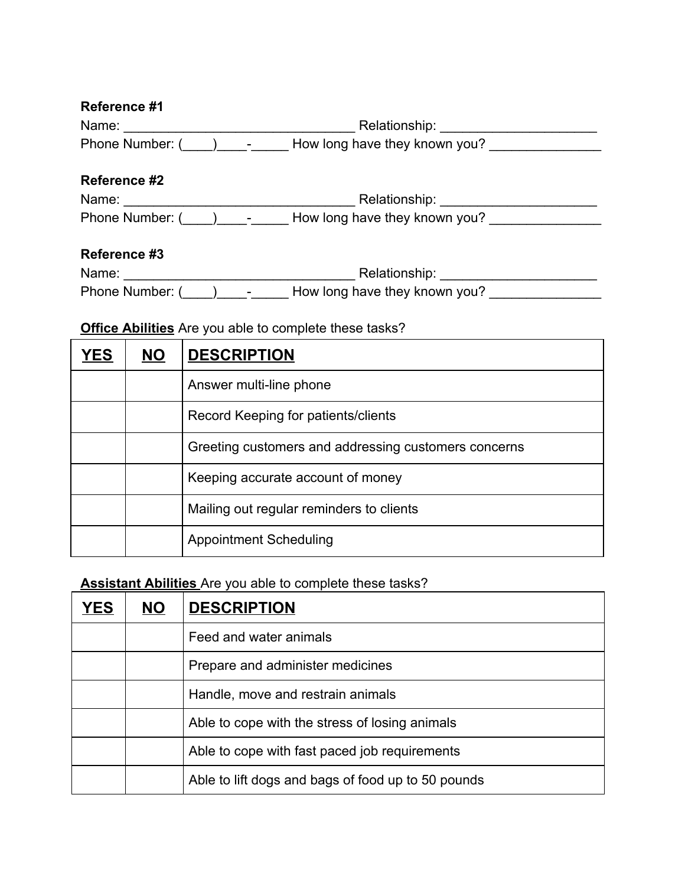**Reference #1**

Name: _______________________________ Relationship: _____________________

Phone Number: (____)____-_____ How long have they known you? _______________

**Reference #2**

Name: _______________________________ Relationship: _____________________

Phone Number: (____)____-_____ How long have they known you? _______________

**Reference #3**

Name: _______________________________ Relationship: _____________________

Phone Number: (____)____-_____ How long have they known you? _______________

**Office Abilities** Are you able to complete these tasks?

| **YES** | **NO** | **DESCRIPTION** |
|---|---|---|
| | | Answer multi-line phone |
| | | Record Keeping for patients/clients |
| | | Greeting customers and addressing customers concerns |
| | | Keeping accurate account of money |
| | | Mailing out regular reminders to clients |
| | | Appointment Scheduling |

**Assistant Abilities** Are you able to complete these tasks?

| **YES** | **NO** | **DESCRIPTION** |
|---|---|---|
| | | Feed and water animals |
| | | Prepare and administer medicines |
| | | Handle, move and restrain animals |
| | | Able to cope with the stress of losing animals |
| | | Able to cope with fast paced job requirements |
| | | Able to lift dogs and bags of food up to 50 pounds |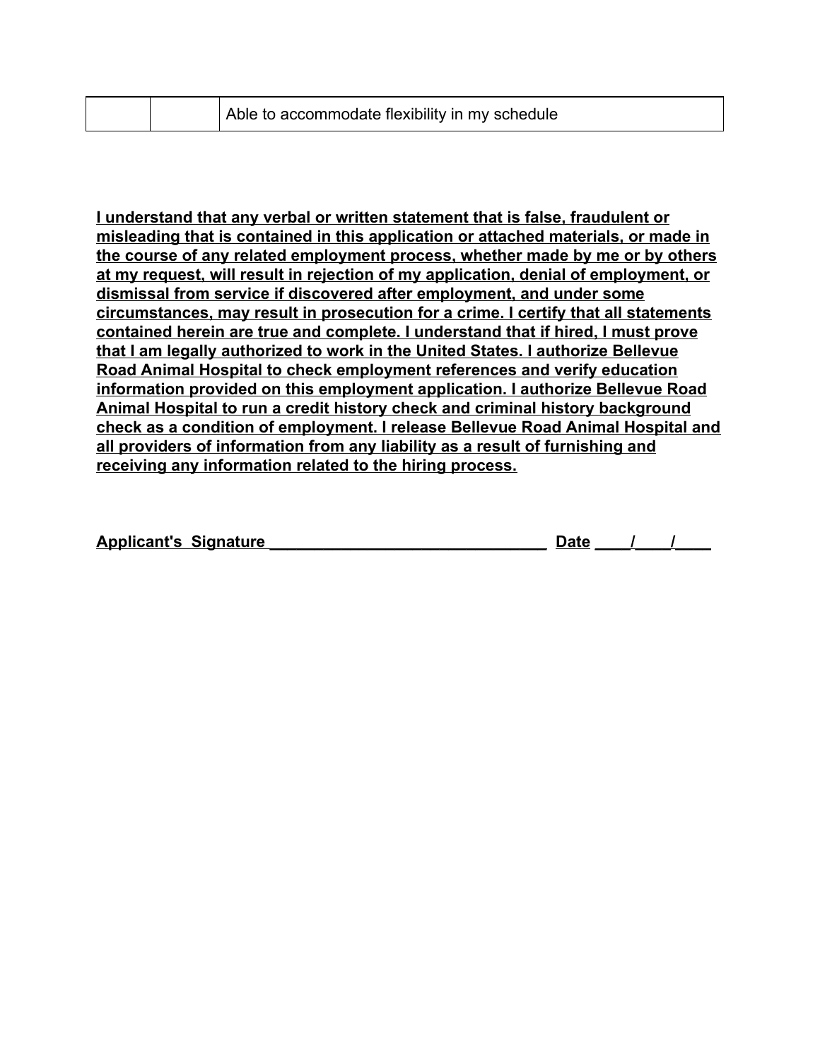| | | |
|---|---|---|
| | | Able to accommodate flexibility in my schedule |

**I understand that any verbal or written statement that is false, fraudulent or misleading that is contained in this application or attached materials, or made in the course of any related employment process, whether made by me or by others at my request, will result in rejection of my application, denial of employment, or dismissal from service if discovered after employment, and under some circumstances, may result in prosecution for a crime. I certify that all statements contained herein are true and complete. I understand that if hired, I must prove that I am legally authorized to work in the United States. I authorize Bellevue Road Animal Hospital to check employment references and verify education information provided on this employment application. I authorize Bellevue Road Animal Hospital to run a credit history check and criminal history background check as a condition of employment. I release Bellevue Road Animal Hospital and all providers of information from any liability as a result of furnishing and receiving any information related to the hiring process.**

**Applicant's Signature ________________________________ Date ____/____/____**